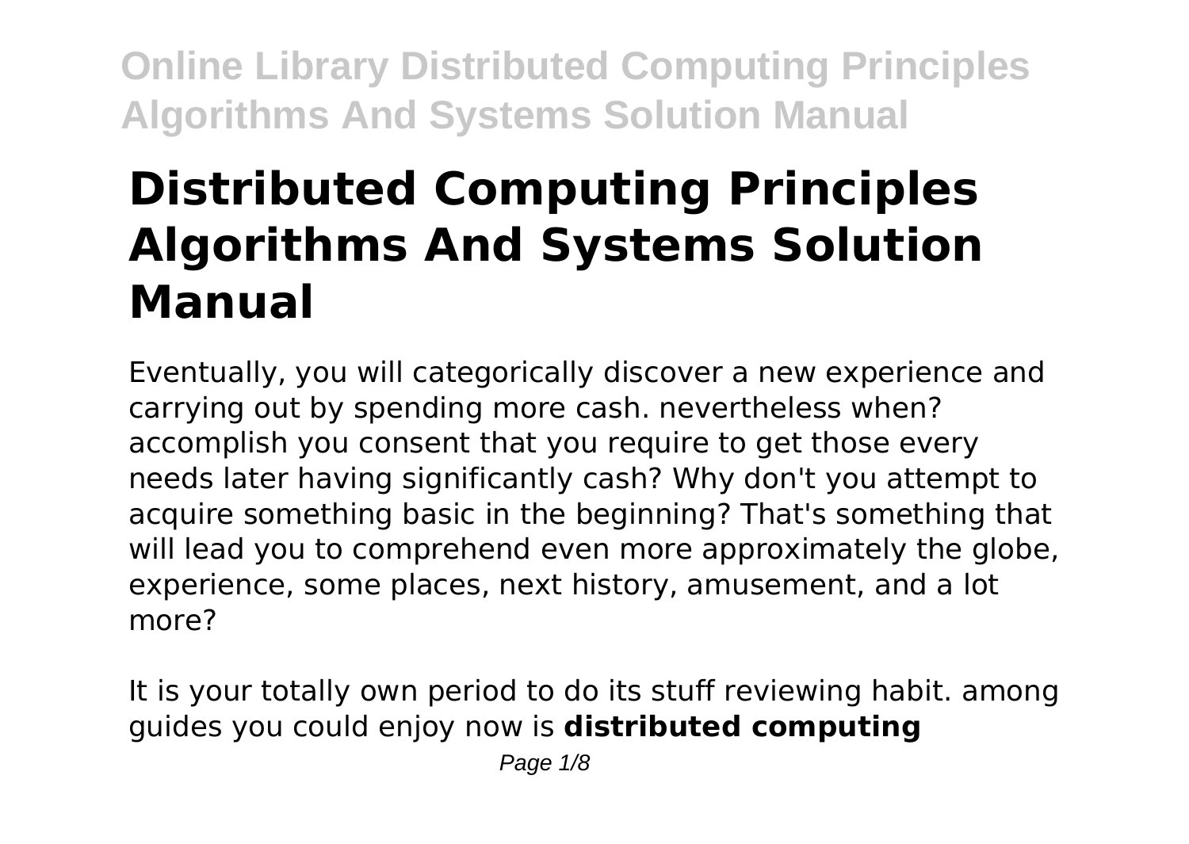# Distributed Computing Principles Algorithms And Systems Solution Manual

Eventually, you will categorically discover a new experience and carrying out by spending more cash. nevertheless when? accomplish you consent that you require to get those every needs later having significantly cash? Why don't you attempt to acquire something basic in the beginning? That's something that will lead you to comprehend even more approximately the globe, experience, some places, next history, amusement, and a lot more?

It is your totally own period to do its stuff reviewing habit. among guides you could enjoy now is **distributed computing**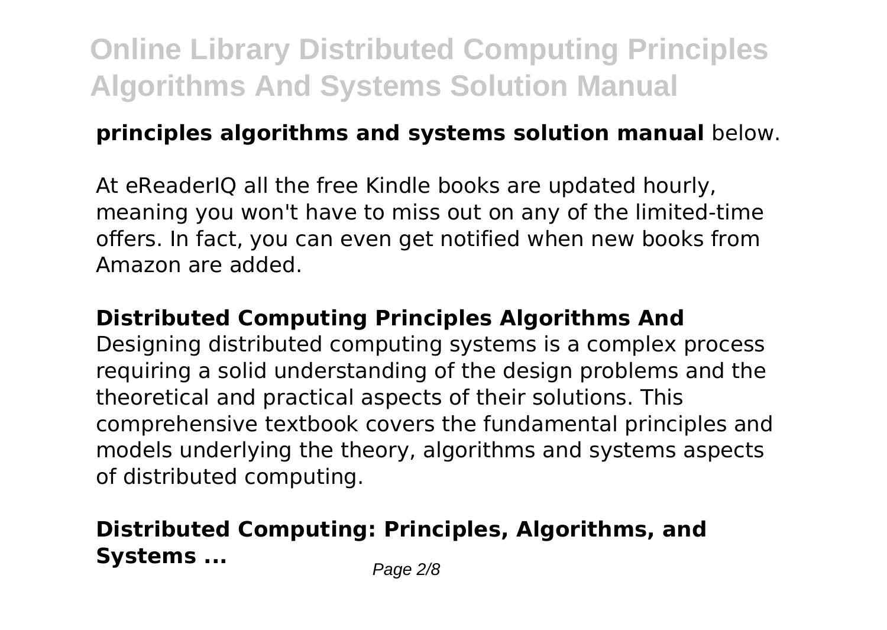**principles algorithms and systems solution manual** below.

At eReaderIQ all the free Kindle books are updated hourly, meaning you won't have to miss out on any of the limited-time offers. In fact, you can even get notified when new books from Amazon are added.

### Distributed Computing Principles Algorithms And

Designing distributed computing systems is a complex process requiring a solid understanding of the design problems and the theoretical and practical aspects of their solutions. This comprehensive textbook covers the fundamental principles and models underlying the theory, algorithms and systems aspects of distributed computing.

## Distributed Computing: Principles, Algorithms, and Systems ...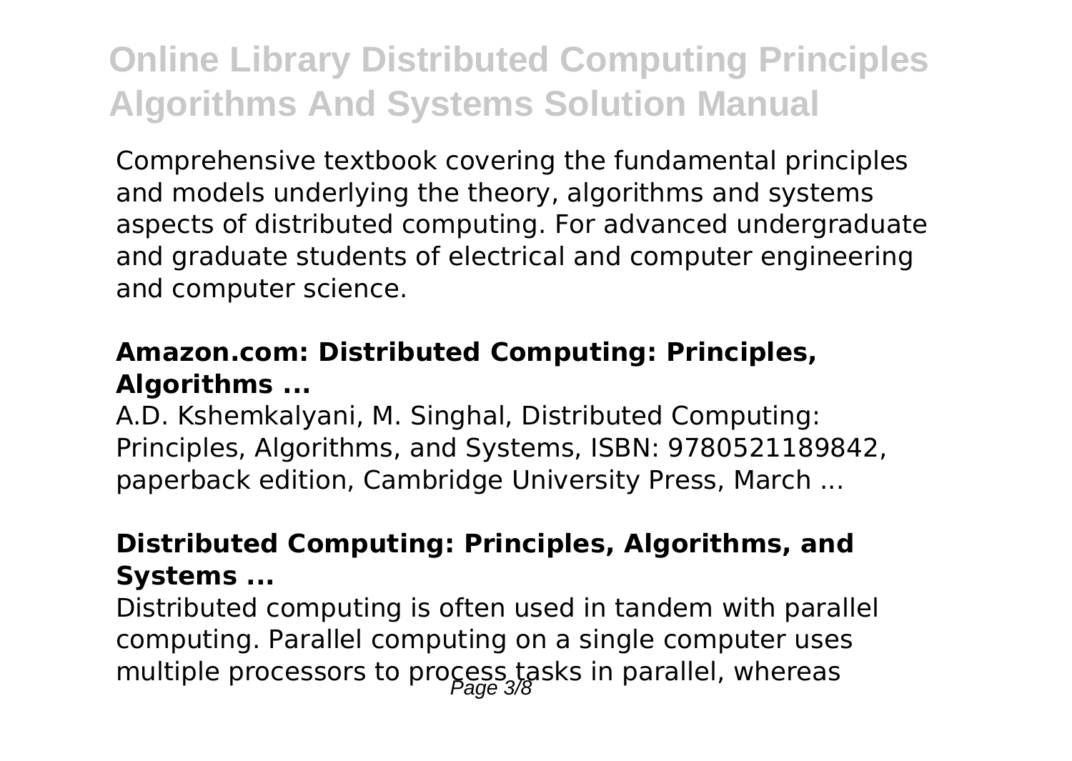Comprehensive textbook covering the fundamental principles and models underlying the theory, algorithms and systems aspects of distributed computing. For advanced undergraduate and graduate students of electrical and computer engineering and computer science.

### **Amazon.com: Distributed Computing: Principles, Algorithms ...**

A.D. Kshemkalyani, M. Singhal, Distributed Computing: Principles, Algorithms, and Systems, ISBN: 9780521189842, paperback edition, Cambridge University Press, March ...

### **Distributed Computing: Principles, Algorithms, and Systems ...**

Distributed computing is often used in tandem with parallel computing. Parallel computing on a single computer uses multiple processors to process tasks in parallel, whereas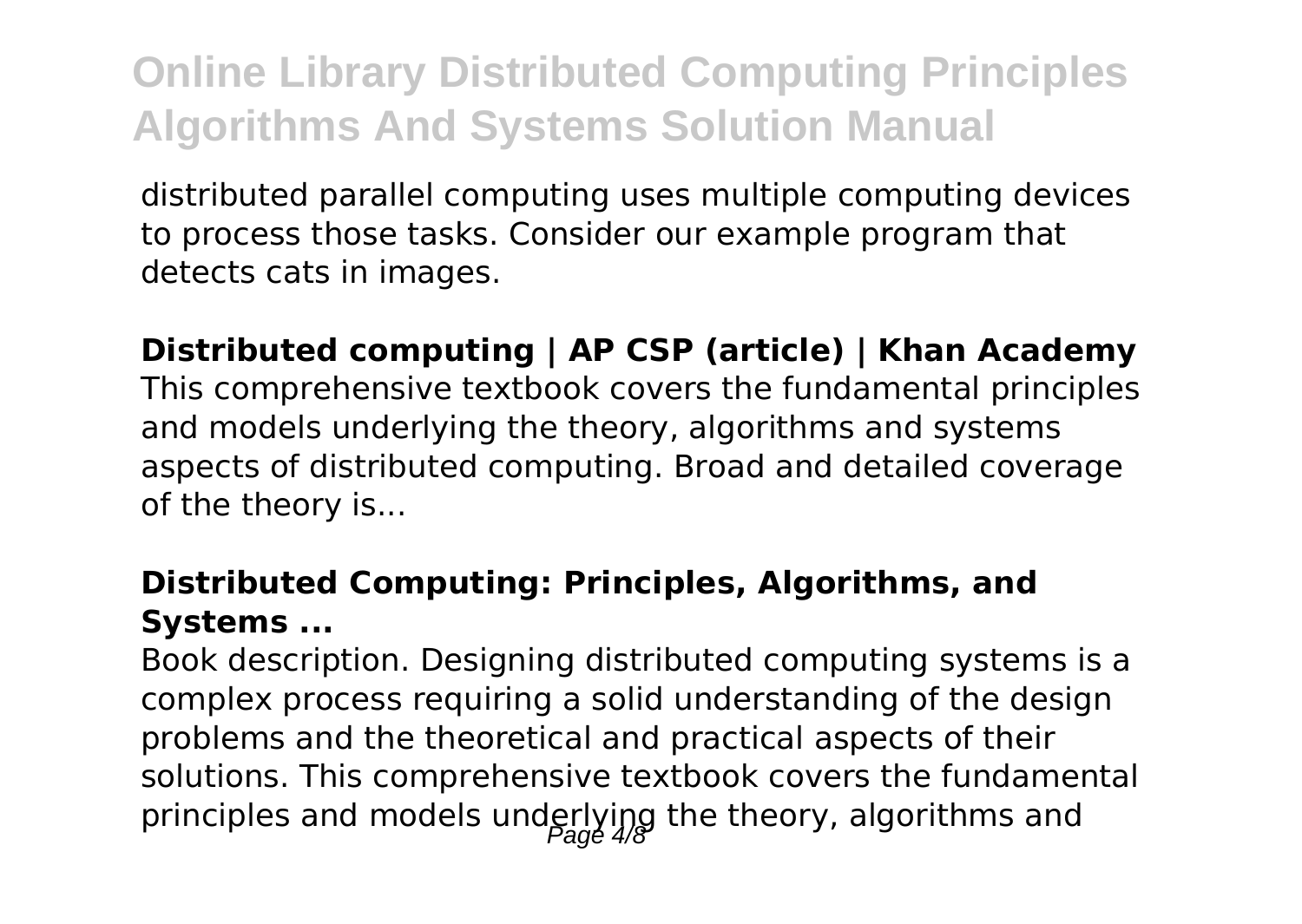distributed parallel computing uses multiple computing devices to process those tasks. Consider our example program that detects cats in images.

**Distributed computing | AP CSP (article) | Khan Academy**

This comprehensive textbook covers the fundamental principles and models underlying the theory, algorithms and systems aspects of distributed computing. Broad and detailed coverage of the theory is...

**Distributed Computing: Principles, Algorithms, and Systems ...**

Book description. Designing distributed computing systems is a complex process requiring a solid understanding of the design problems and the theoretical and practical aspects of their solutions. This comprehensive textbook covers the fundamental principles and models underlying the theory, algorithms and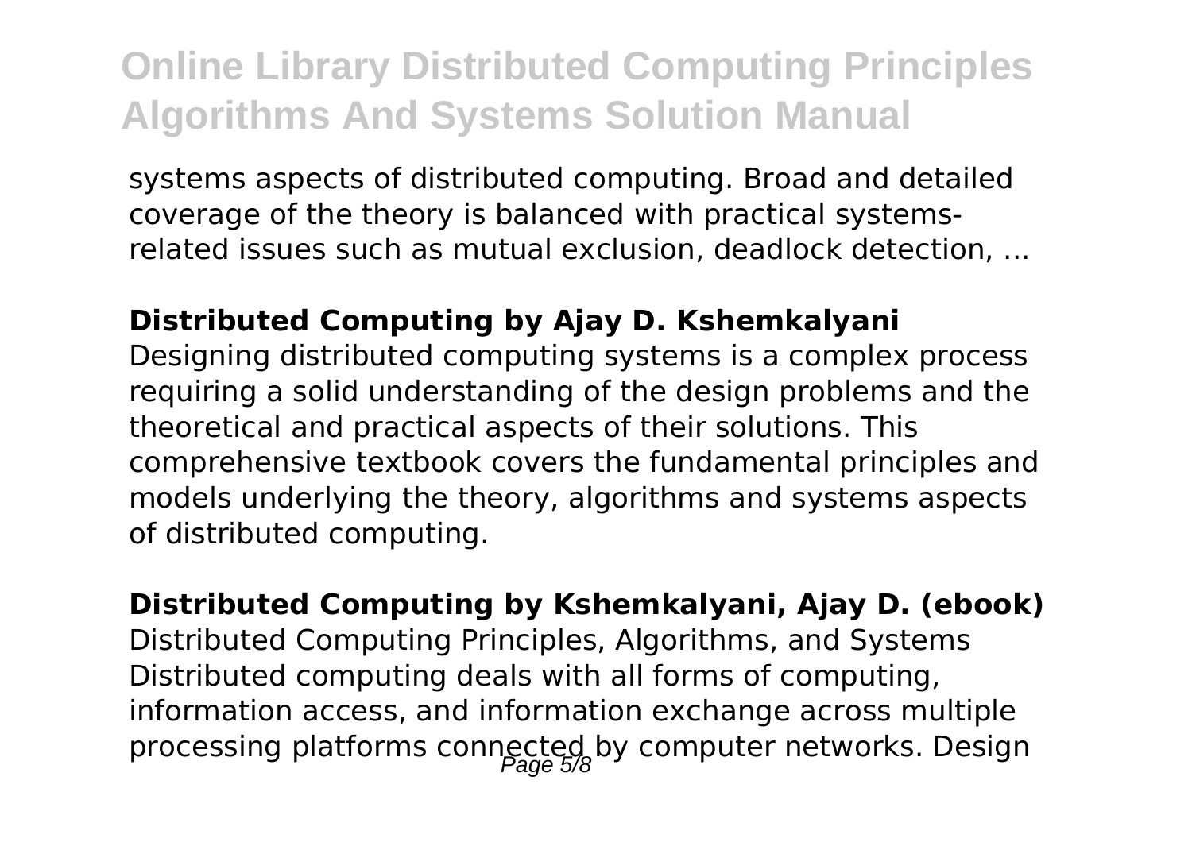systems aspects of distributed computing. Broad and detailed coverage of the theory is balanced with practical systems-related issues such as mutual exclusion, deadlock detection, ...

**Distributed Computing by Ajay D. Kshemkalyani**

Designing distributed computing systems is a complex process requiring a solid understanding of the design problems and the theoretical and practical aspects of their solutions. This comprehensive textbook covers the fundamental principles and models underlying the theory, algorithms and systems aspects of distributed computing.

**Distributed Computing by Kshemkalyani, Ajay D. (ebook)**

Distributed Computing Principles, Algorithms, and Systems Distributed computing deals with all forms of computing, information access, and information exchange across multiple processing platforms connected by computer networks. Design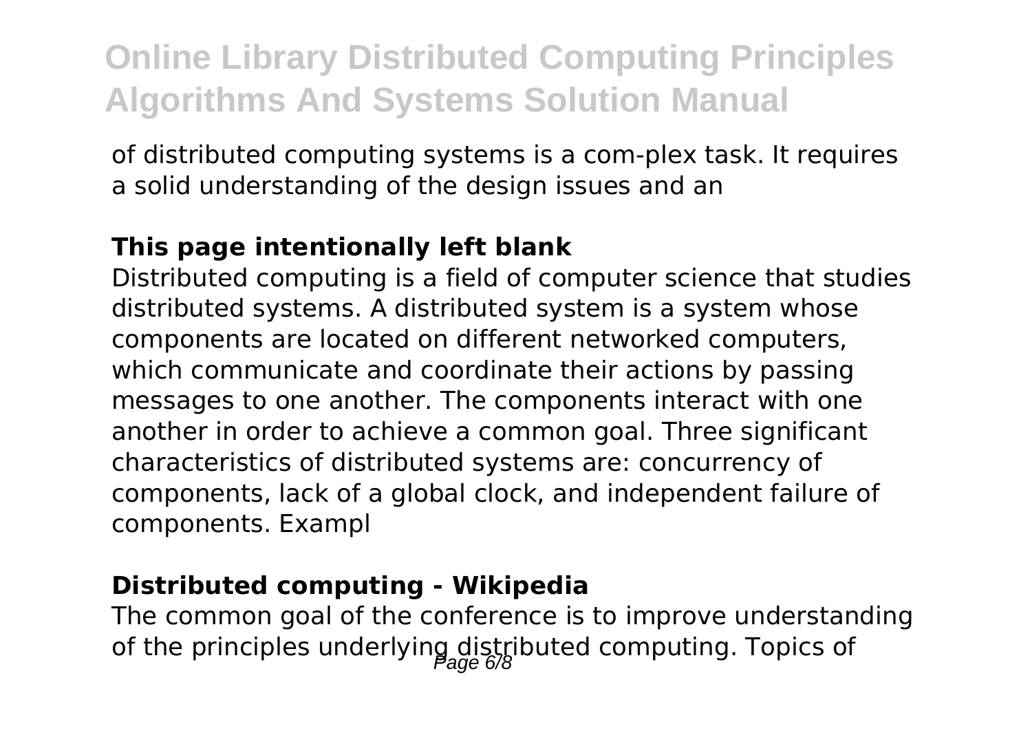of distributed computing systems is a com-plex task. It requires a solid understanding of the design issues and an

**This page intentionally left blank**

Distributed computing is a field of computer science that studies distributed systems. A distributed system is a system whose components are located on different networked computers, which communicate and coordinate their actions by passing messages to one another. The components interact with one another in order to achieve a common goal. Three significant characteristics of distributed systems are: concurrency of components, lack of a global clock, and independent failure of components. Exampl

**Distributed computing - Wikipedia**

The common goal of the conference is to improve understanding of the principles underlying distributed computing. Topics of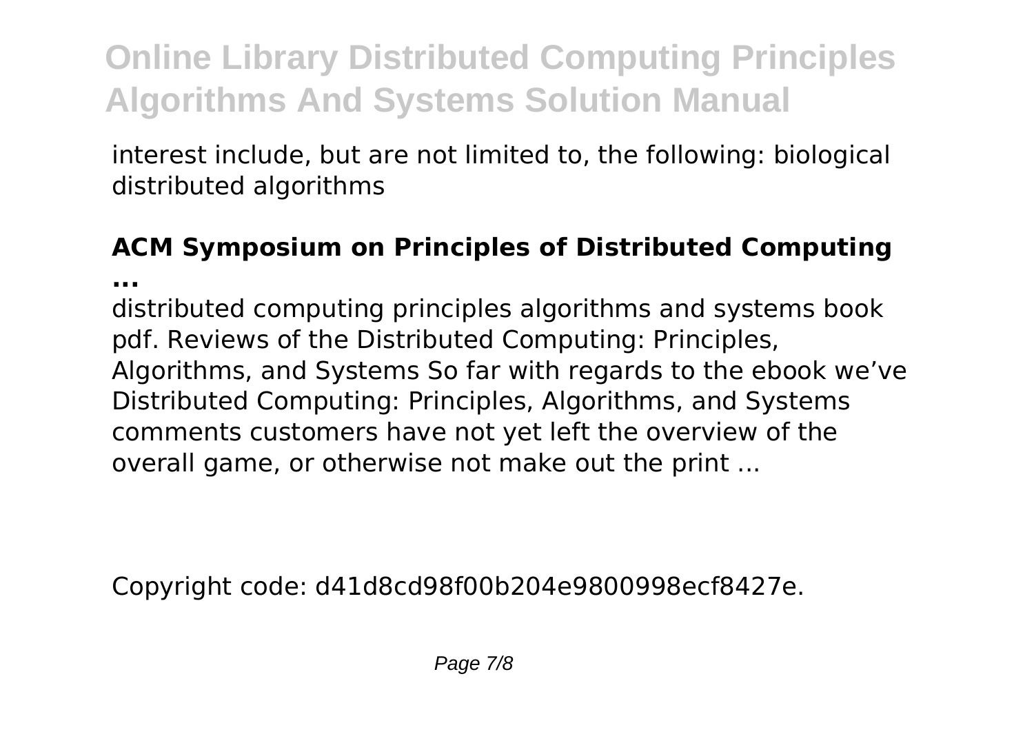interest include, but are not limited to, the following: biological distributed algorithms

### ACM Symposium on Principles of Distributed Computing ...

distributed computing principles algorithms and systems book pdf. Reviews of the Distributed Computing: Principles, Algorithms, and Systems So far with regards to the ebook we've Distributed Computing: Principles, Algorithms, and Systems comments customers have not yet left the overview of the overall game, or otherwise not make out the print ...

Copyright code: d41d8cd98f00b204e9800998ecf8427e.